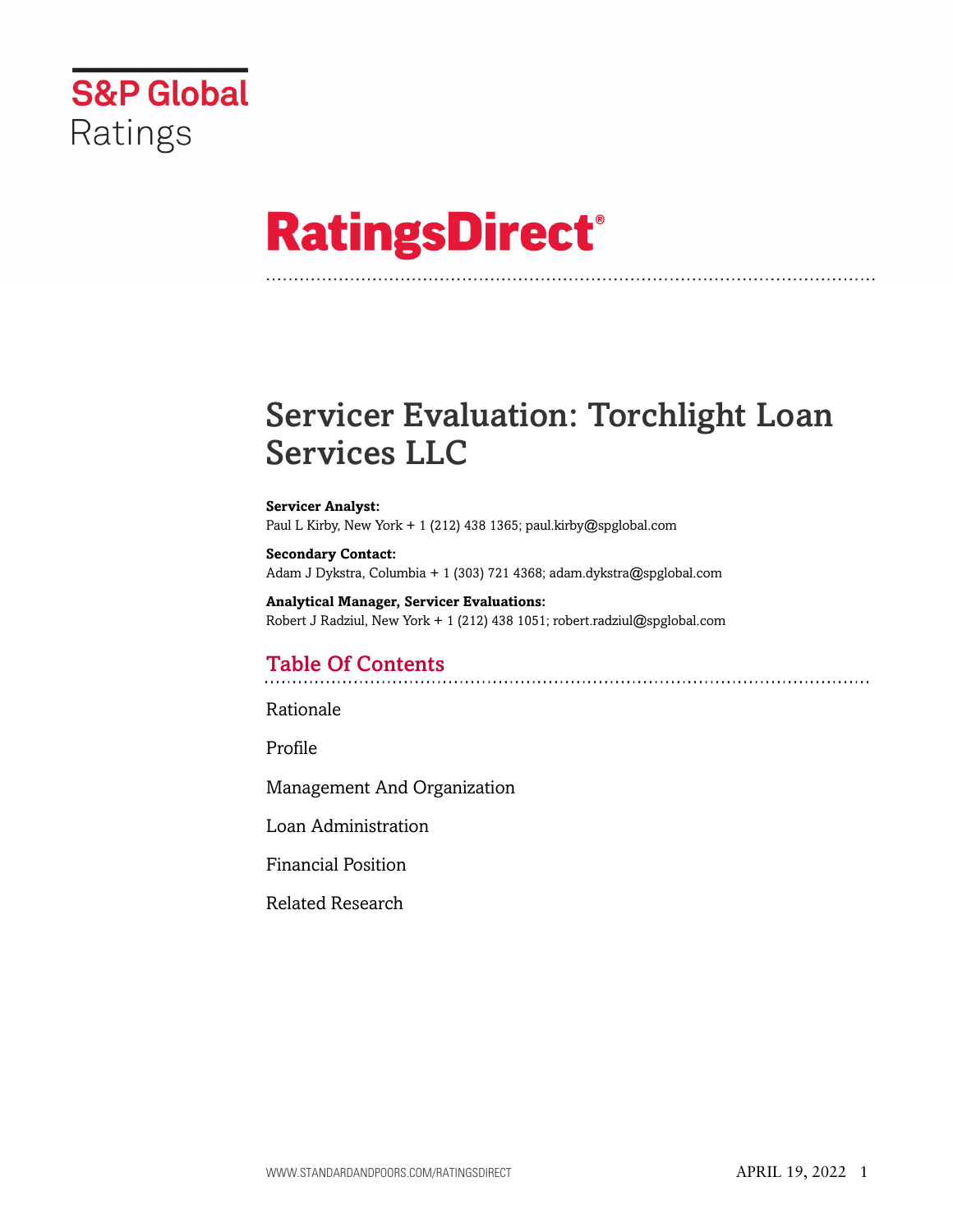S&P Global Ratings

# RatingsDirect®

# Servicer Evaluation: Torchlight Loan Services LLC

**Servicer Analyst:**
Paul L Kirby, New York + 1 (212) 438 1365; paul.kirby@spglobal.com

**Secondary Contact:**
Adam J Dykstra, Columbia + 1 (303) 721 4368; adam.dykstra@spglobal.com

**Analytical Manager, Servicer Evaluations:**
Robert J Radziul, New York + 1 (212) 438 1051; robert.radziul@spglobal.com

## Table Of Contents

Rationale

Profile

Management And Organization

Loan Administration

Financial Position

Related Research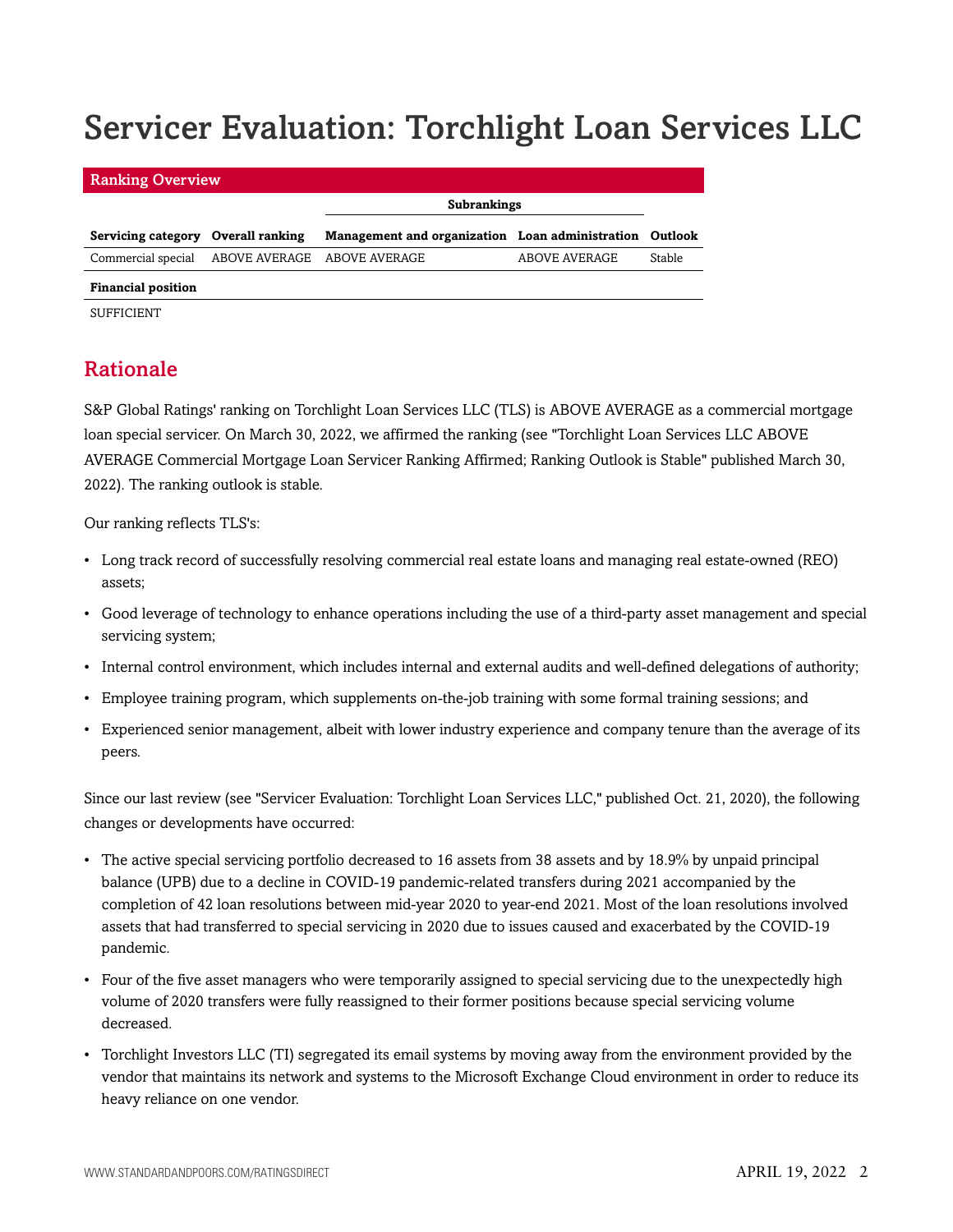# Servicer Evaluation: Torchlight Loan Services LLC

| Ranking Overview | | | | |
|---|---|---|---|---|
| | | Subrankings | | |
| Servicing category | Overall ranking | Management and organization | Loan administration | Outlook |
| Commercial special | ABOVE AVERAGE | ABOVE AVERAGE | ABOVE AVERAGE | Stable |

| Financial position |
|---|
| SUFFICIENT |

## Rationale

S&P Global Ratings' ranking on Torchlight Loan Services LLC (TLS) is ABOVE AVERAGE as a commercial mortgage loan special servicer. On March 30, 2022, we affirmed the ranking (see "Torchlight Loan Services LLC ABOVE AVERAGE Commercial Mortgage Loan Servicer Ranking Affirmed; Ranking Outlook is Stable" published March 30, 2022). The ranking outlook is stable.

Our ranking reflects TLS's:

- Long track record of successfully resolving commercial real estate loans and managing real estate-owned (REO) assets;
- Good leverage of technology to enhance operations including the use of a third-party asset management and special servicing system;
- Internal control environment, which includes internal and external audits and well-defined delegations of authority;
- Employee training program, which supplements on-the-job training with some formal training sessions; and
- Experienced senior management, albeit with lower industry experience and company tenure than the average of its peers.

Since our last review (see "Servicer Evaluation: Torchlight Loan Services LLC," published Oct. 21, 2020), the following changes or developments have occurred:

- The active special servicing portfolio decreased to 16 assets from 38 assets and by 18.9% by unpaid principal balance (UPB) due to a decline in COVID-19 pandemic-related transfers during 2021 accompanied by the completion of 42 loan resolutions between mid-year 2020 to year-end 2021. Most of the loan resolutions involved assets that had transferred to special servicing in 2020 due to issues caused and exacerbated by the COVID-19 pandemic.
- Four of the five asset managers who were temporarily assigned to special servicing due to the unexpectedly high volume of 2020 transfers were fully reassigned to their former positions because special servicing volume decreased.
- Torchlight Investors LLC (TI) segregated its email systems by moving away from the environment provided by the vendor that maintains its network and systems to the Microsoft Exchange Cloud environment in order to reduce its heavy reliance on one vendor.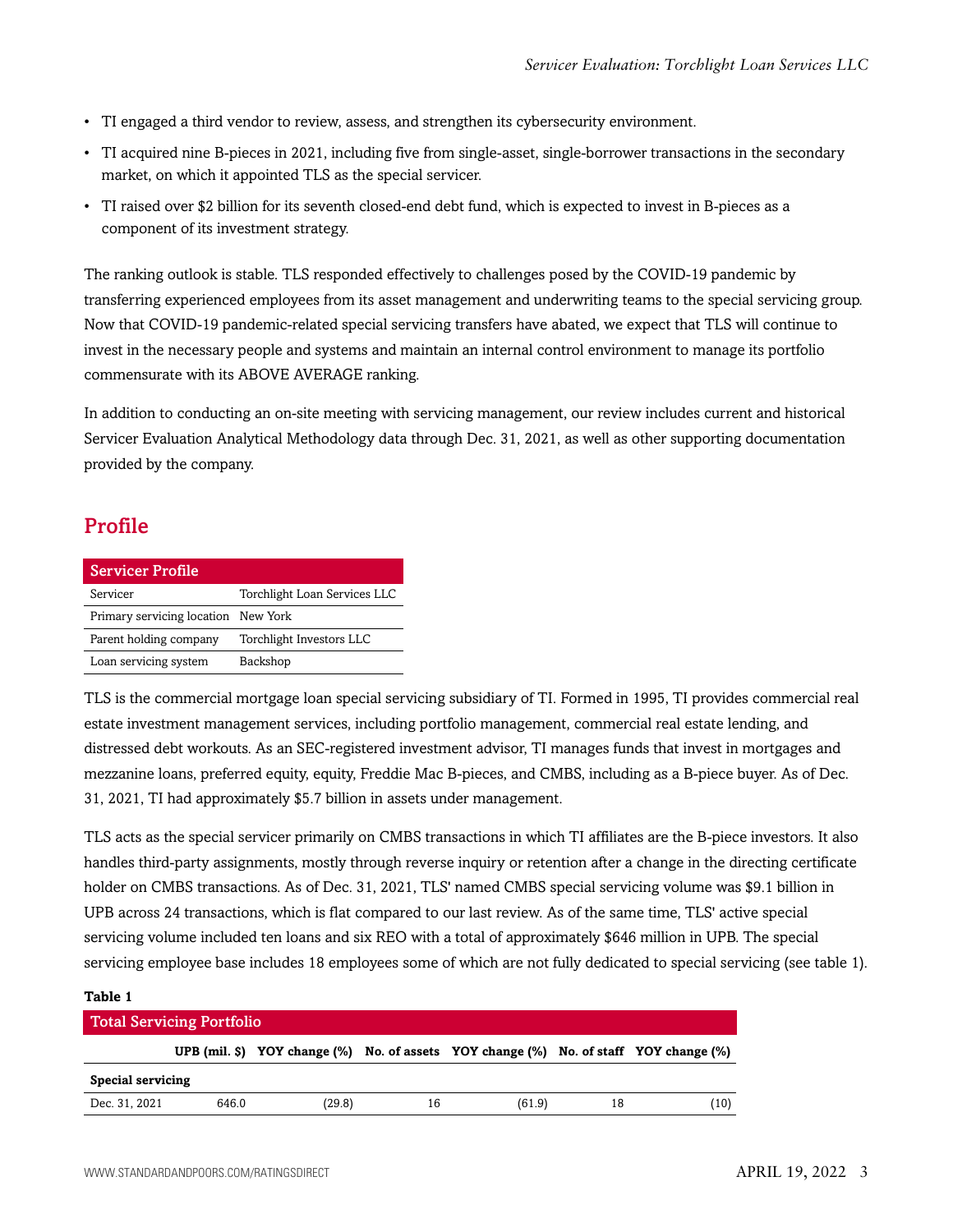- TI engaged a third vendor to review, assess, and strengthen its cybersecurity environment.
- TI acquired nine B-pieces in 2021, including five from single-asset, single-borrower transactions in the secondary market, on which it appointed TLS as the special servicer.
- TI raised over $2 billion for its seventh closed-end debt fund, which is expected to invest in B-pieces as a component of its investment strategy.

The ranking outlook is stable. TLS responded effectively to challenges posed by the COVID-19 pandemic by transferring experienced employees from its asset management and underwriting teams to the special servicing group. Now that COVID-19 pandemic-related special servicing transfers have abated, we expect that TLS will continue to invest in the necessary people and systems and maintain an internal control environment to manage its portfolio commensurate with its ABOVE AVERAGE ranking.

In addition to conducting an on-site meeting with servicing management, our review includes current and historical Servicer Evaluation Analytical Methodology data through Dec. 31, 2021, as well as other supporting documentation provided by the company.

## Profile

| Servicer Profile | |
|---|---|
| Servicer | Torchlight Loan Services LLC |
| Primary servicing location | New York |
| Parent holding company | Torchlight Investors LLC |
| Loan servicing system | Backshop |

TLS is the commercial mortgage loan special servicing subsidiary of TI. Formed in 1995, TI provides commercial real estate investment management services, including portfolio management, commercial real estate lending, and distressed debt workouts. As an SEC-registered investment advisor, TI manages funds that invest in mortgages and mezzanine loans, preferred equity, equity, Freddie Mac B-pieces, and CMBS, including as a B-piece buyer. As of Dec. 31, 2021, TI had approximately $5.7 billion in assets under management.

TLS acts as the special servicer primarily on CMBS transactions in which TI affiliates are the B-piece investors. It also handles third-party assignments, mostly through reverse inquiry or retention after a change in the directing certificate holder on CMBS transactions. As of Dec. 31, 2021, TLS' named CMBS special servicing volume was $9.1 billion in UPB across 24 transactions, which is flat compared to our last review. As of the same time, TLS' active special servicing volume included ten loans and six REO with a total of approximately $646 million in UPB. The special servicing employee base includes 18 employees some of which are not fully dedicated to special servicing (see table 1).

**Table 1**

| Total Servicing Portfolio | | | | | | |
|---|---|---|---|---|---|---|
| | UPB (mil. $) | YOY change (%) | No. of assets | YOY change (%) | No. of staff | YOY change (%) |
| **Special servicing** | | | | | | |
| Dec. 31, 2021 | 646.0 | (29.8) | 16 | (61.9) | 18 | (10) |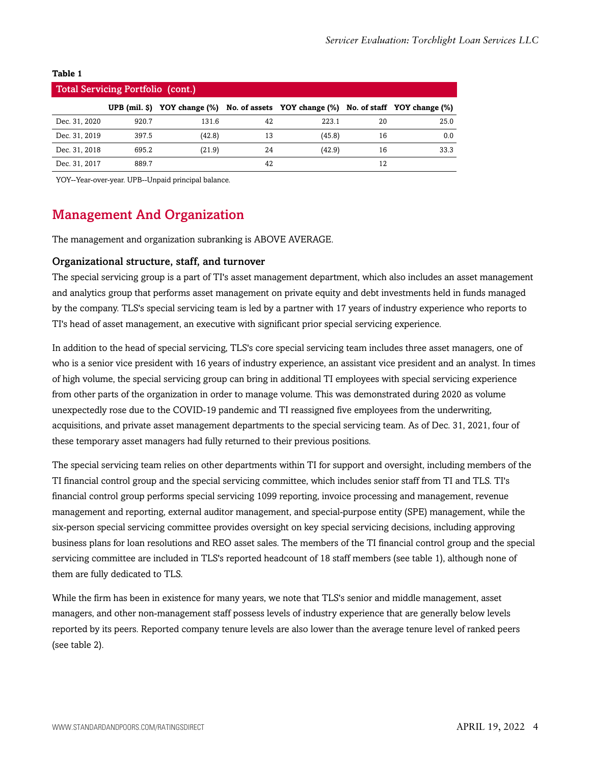**Table 1**

| Total Servicing Portfolio (cont.) | | | | | | |
|---|---|---|---|---|---|---|
| | UPB (mil. $) | YOY change (%) | No. of assets | YOY change (%) | No. of staff | YOY change (%) |
| Dec. 31, 2020 | 920.7 | 131.6 | 42 | 223.1 | 20 | 25.0 |
| Dec. 31, 2019 | 397.5 | (42.8) | 13 | (45.8) | 16 | 0.0 |
| Dec. 31, 2018 | 695.2 | (21.9) | 24 | (42.9) | 16 | 33.3 |
| Dec. 31, 2017 | 889.7 | | 42 | | 12 | |

YOY--Year-over-year. UPB--Unpaid principal balance.

## Management And Organization

The management and organization subranking is ABOVE AVERAGE.

### Organizational structure, staff, and turnover

The special servicing group is a part of TI's asset management department, which also includes an asset management and analytics group that performs asset management on private equity and debt investments held in funds managed by the company. TLS's special servicing team is led by a partner with 17 years of industry experience who reports to TI's head of asset management, an executive with significant prior special servicing experience.

In addition to the head of special servicing, TLS's core special servicing team includes three asset managers, one of who is a senior vice president with 16 years of industry experience, an assistant vice president and an analyst. In times of high volume, the special servicing group can bring in additional TI employees with special servicing experience from other parts of the organization in order to manage volume. This was demonstrated during 2020 as volume unexpectedly rose due to the COVID-19 pandemic and TI reassigned five employees from the underwriting, acquisitions, and private asset management departments to the special servicing team. As of Dec. 31, 2021, four of these temporary asset managers had fully returned to their previous positions.

The special servicing team relies on other departments within TI for support and oversight, including members of the TI financial control group and the special servicing committee, which includes senior staff from TI and TLS. TI's financial control group performs special servicing 1099 reporting, invoice processing and management, revenue management and reporting, external auditor management, and special-purpose entity (SPE) management, while the six-person special servicing committee provides oversight on key special servicing decisions, including approving business plans for loan resolutions and REO asset sales. The members of the TI financial control group and the special servicing committee are included in TLS's reported headcount of 18 staff members (see table 1), although none of them are fully dedicated to TLS.

While the firm has been in existence for many years, we note that TLS's senior and middle management, asset managers, and other non-management staff possess levels of industry experience that are generally below levels reported by its peers. Reported company tenure levels are also lower than the average tenure level of ranked peers (see table 2).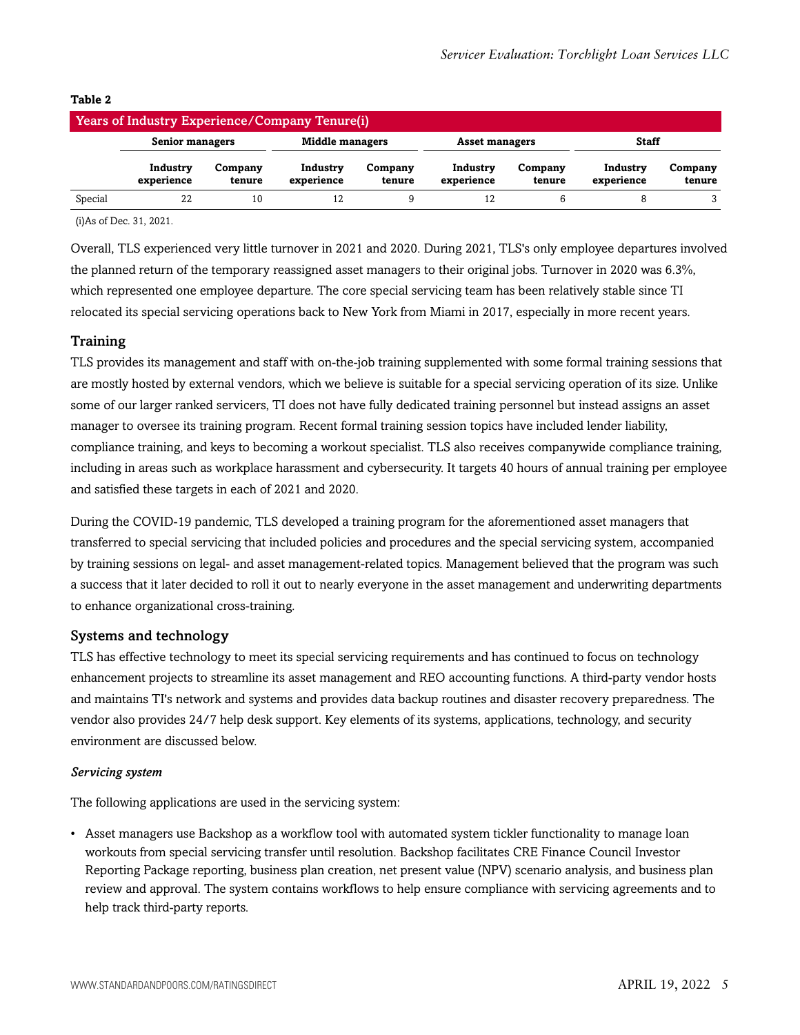**Table 2**

| Years of Industry Experience/Company Tenure(i) | | | | | | | | |
|---|---|---|---|---|---|---|---|---|
| | Senior managers | | Middle managers | | Asset managers | | Staff | |
| | Industry experience | Company tenure | Industry experience | Company tenure | Industry experience | Company tenure | Industry experience | Company tenure |
| Special | 22 | 10 | 12 | 9 | 12 | 6 | 8 | 3 |

(i)As of Dec. 31, 2021.

Overall, TLS experienced very little turnover in 2021 and 2020. During 2021, TLS's only employee departures involved the planned return of the temporary reassigned asset managers to their original jobs. Turnover in 2020 was 6.3%, which represented one employee departure. The core special servicing team has been relatively stable since TI relocated its special servicing operations back to New York from Miami in 2017, especially in more recent years.

## Training

TLS provides its management and staff with on-the-job training supplemented with some formal training sessions that are mostly hosted by external vendors, which we believe is suitable for a special servicing operation of its size. Unlike some of our larger ranked servicers, TI does not have fully dedicated training personnel but instead assigns an asset manager to oversee its training program. Recent formal training session topics have included lender liability, compliance training, and keys to becoming a workout specialist. TLS also receives companywide compliance training, including in areas such as workplace harassment and cybersecurity. It targets 40 hours of annual training per employee and satisfied these targets in each of 2021 and 2020.

During the COVID-19 pandemic, TLS developed a training program for the aforementioned asset managers that transferred to special servicing that included policies and procedures and the special servicing system, accompanied by training sessions on legal- and asset management-related topics. Management believed that the program was such a success that it later decided to roll it out to nearly everyone in the asset management and underwriting departments to enhance organizational cross-training.

## Systems and technology

TLS has effective technology to meet its special servicing requirements and has continued to focus on technology enhancement projects to streamline its asset management and REO accounting functions. A third-party vendor hosts and maintains TI's network and systems and provides data backup routines and disaster recovery preparedness. The vendor also provides 24/7 help desk support. Key elements of its systems, applications, technology, and security environment are discussed below.

*Servicing system*

The following applications are used in the servicing system:

- Asset managers use Backshop as a workflow tool with automated system tickler functionality to manage loan workouts from special servicing transfer until resolution. Backshop facilitates CRE Finance Council Investor Reporting Package reporting, business plan creation, net present value (NPV) scenario analysis, and business plan review and approval. The system contains workflows to help ensure compliance with servicing agreements and to help track third-party reports.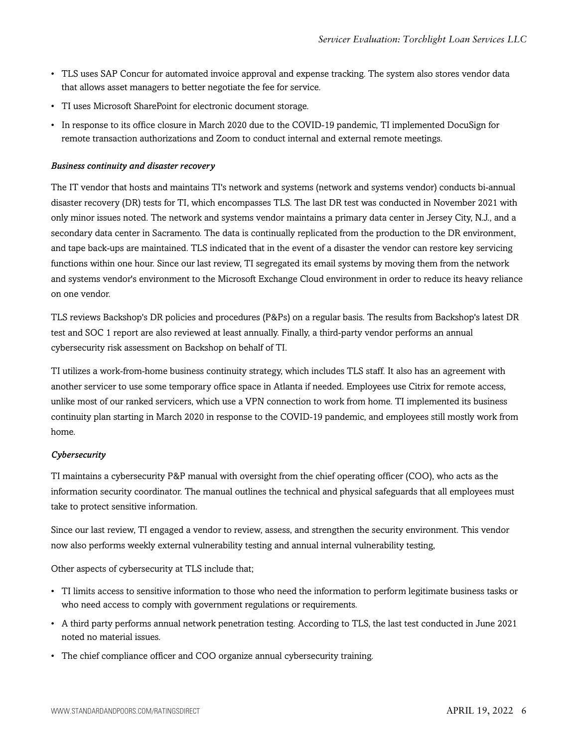- TLS uses SAP Concur for automated invoice approval and expense tracking. The system also stores vendor data that allows asset managers to better negotiate the fee for service.
- TI uses Microsoft SharePoint for electronic document storage.
- In response to its office closure in March 2020 due to the COVID-19 pandemic, TI implemented DocuSign for remote transaction authorizations and Zoom to conduct internal and external remote meetings.

*Business continuity and disaster recovery*

The IT vendor that hosts and maintains TI's network and systems (network and systems vendor) conducts bi-annual disaster recovery (DR) tests for TI, which encompasses TLS. The last DR test was conducted in November 2021 with only minor issues noted. The network and systems vendor maintains a primary data center in Jersey City, N.J., and a secondary data center in Sacramento. The data is continually replicated from the production to the DR environment, and tape back-ups are maintained. TLS indicated that in the event of a disaster the vendor can restore key servicing functions within one hour. Since our last review, TI segregated its email systems by moving them from the network and systems vendor's environment to the Microsoft Exchange Cloud environment in order to reduce its heavy reliance on one vendor.

TLS reviews Backshop's DR policies and procedures (P&Ps) on a regular basis. The results from Backshop's latest DR test and SOC 1 report are also reviewed at least annually. Finally, a third-party vendor performs an annual cybersecurity risk assessment on Backshop on behalf of TI.

TI utilizes a work-from-home business continuity strategy, which includes TLS staff. It also has an agreement with another servicer to use some temporary office space in Atlanta if needed. Employees use Citrix for remote access, unlike most of our ranked servicers, which use a VPN connection to work from home. TI implemented its business continuity plan starting in March 2020 in response to the COVID-19 pandemic, and employees still mostly work from home.

*Cybersecurity*

TI maintains a cybersecurity P&P manual with oversight from the chief operating officer (COO), who acts as the information security coordinator. The manual outlines the technical and physical safeguards that all employees must take to protect sensitive information.

Since our last review, TI engaged a vendor to review, assess, and strengthen the security environment. This vendor now also performs weekly external vulnerability testing and annual internal vulnerability testing,

Other aspects of cybersecurity at TLS include that;

- TI limits access to sensitive information to those who need the information to perform legitimate business tasks or who need access to comply with government regulations or requirements.
- A third party performs annual network penetration testing. According to TLS, the last test conducted in June 2021 noted no material issues.
- The chief compliance officer and COO organize annual cybersecurity training.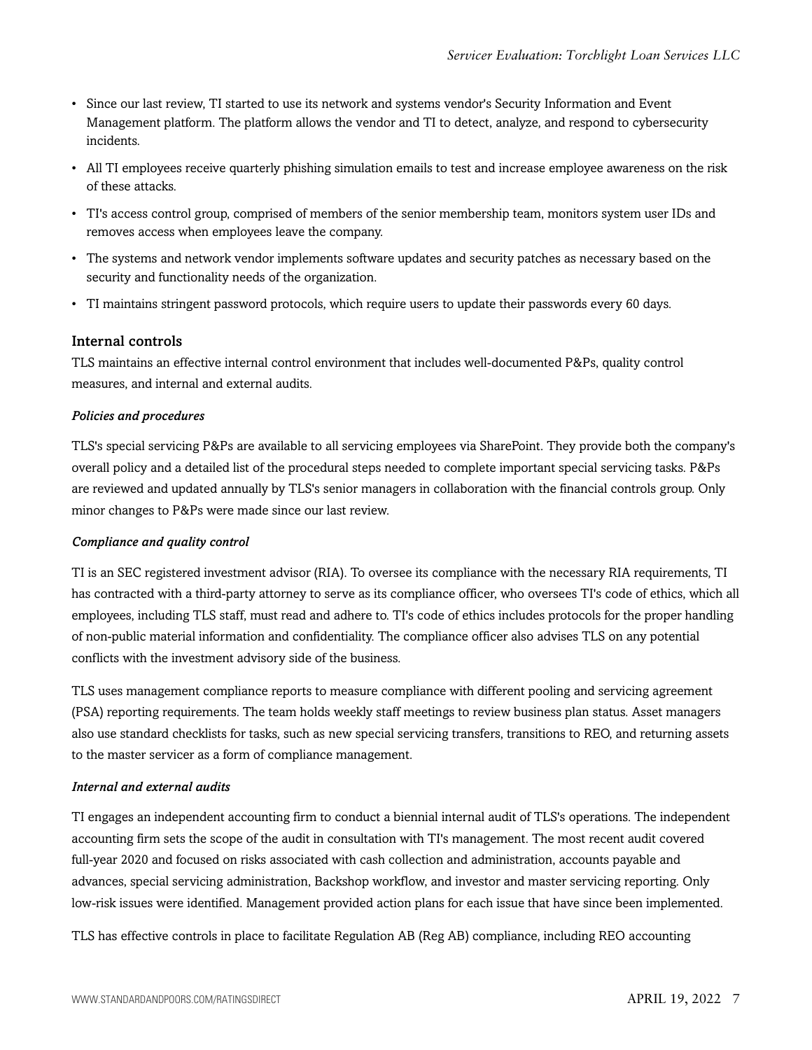- Since our last review, TI started to use its network and systems vendor's Security Information and Event Management platform. The platform allows the vendor and TI to detect, analyze, and respond to cybersecurity incidents.
- All TI employees receive quarterly phishing simulation emails to test and increase employee awareness on the risk of these attacks.
- TI's access control group, comprised of members of the senior membership team, monitors system user IDs and removes access when employees leave the company.
- The systems and network vendor implements software updates and security patches as necessary based on the security and functionality needs of the organization.
- TI maintains stringent password protocols, which require users to update their passwords every 60 days.

### Internal controls

TLS maintains an effective internal control environment that includes well-documented P&Ps, quality control measures, and internal and external audits.

#### *Policies and procedures*

TLS's special servicing P&Ps are available to all servicing employees via SharePoint. They provide both the company's overall policy and a detailed list of the procedural steps needed to complete important special servicing tasks. P&Ps are reviewed and updated annually by TLS's senior managers in collaboration with the financial controls group. Only minor changes to P&Ps were made since our last review.

#### *Compliance and quality control*

TI is an SEC registered investment advisor (RIA). To oversee its compliance with the necessary RIA requirements, TI has contracted with a third-party attorney to serve as its compliance officer, who oversees TI's code of ethics, which all employees, including TLS staff, must read and adhere to. TI's code of ethics includes protocols for the proper handling of non-public material information and confidentiality. The compliance officer also advises TLS on any potential conflicts with the investment advisory side of the business.

TLS uses management compliance reports to measure compliance with different pooling and servicing agreement (PSA) reporting requirements. The team holds weekly staff meetings to review business plan status. Asset managers also use standard checklists for tasks, such as new special servicing transfers, transitions to REO, and returning assets to the master servicer as a form of compliance management.

#### *Internal and external audits*

TI engages an independent accounting firm to conduct a biennial internal audit of TLS's operations. The independent accounting firm sets the scope of the audit in consultation with TI's management. The most recent audit covered full-year 2020 and focused on risks associated with cash collection and administration, accounts payable and advances, special servicing administration, Backshop workflow, and investor and master servicing reporting. Only low-risk issues were identified. Management provided action plans for each issue that have since been implemented.

TLS has effective controls in place to facilitate Regulation AB (Reg AB) compliance, including REO accounting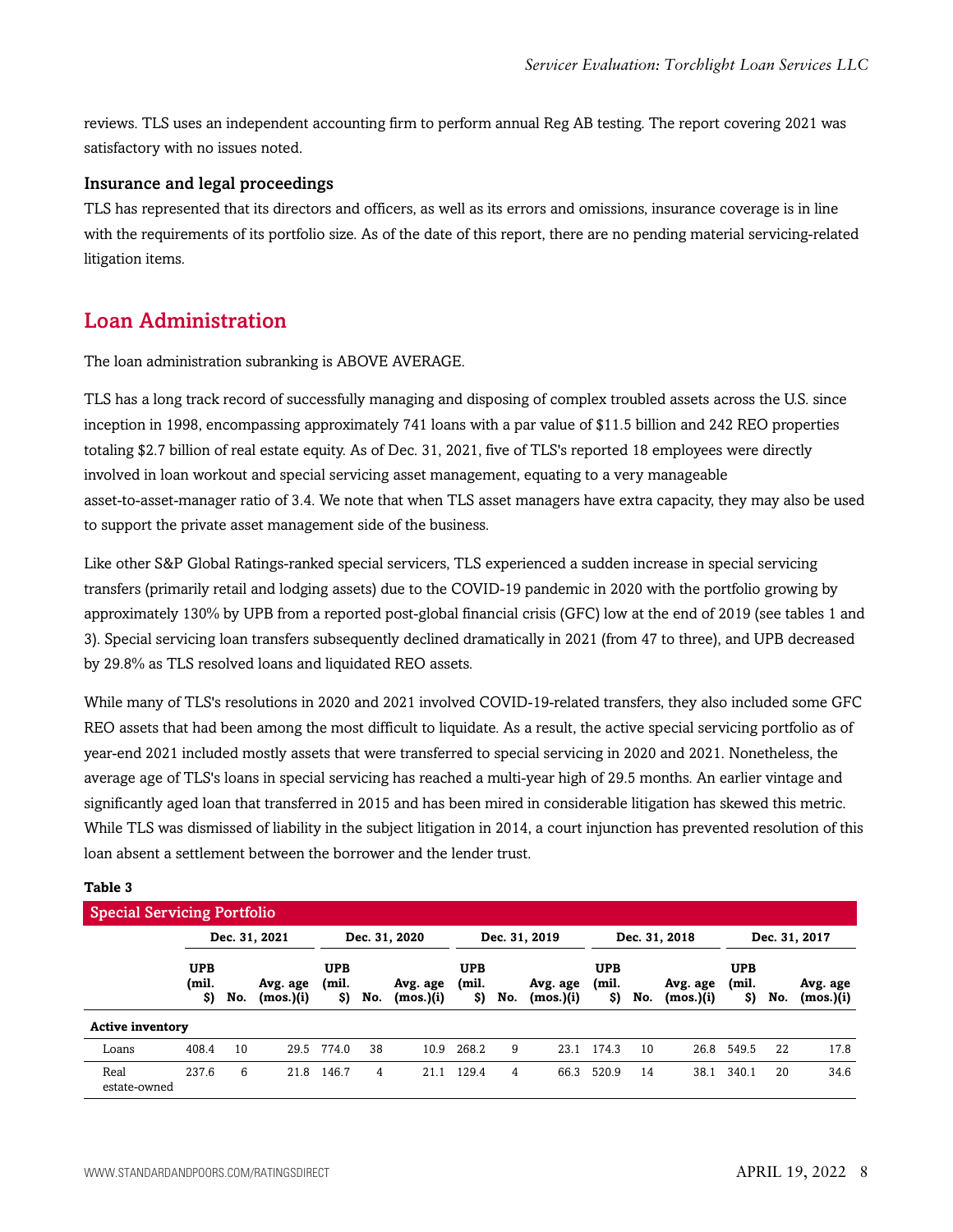reviews. TLS uses an independent accounting firm to perform annual Reg AB testing. The report covering 2021 was satisfactory with no issues noted.

### Insurance and legal proceedings

TLS has represented that its directors and officers, as well as its errors and omissions, insurance coverage is in line with the requirements of its portfolio size. As of the date of this report, there are no pending material servicing-related litigation items.

## Loan Administration

The loan administration subranking is ABOVE AVERAGE.

TLS has a long track record of successfully managing and disposing of complex troubled assets across the U.S. since inception in 1998, encompassing approximately 741 loans with a par value of $11.5 billion and 242 REO properties totaling $2.7 billion of real estate equity. As of Dec. 31, 2021, five of TLS's reported 18 employees were directly involved in loan workout and special servicing asset management, equating to a very manageable asset-to-asset-manager ratio of 3.4. We note that when TLS asset managers have extra capacity, they may also be used to support the private asset management side of the business.

Like other S&P Global Ratings-ranked special servicers, TLS experienced a sudden increase in special servicing transfers (primarily retail and lodging assets) due to the COVID-19 pandemic in 2020 with the portfolio growing by approximately 130% by UPB from a reported post-global financial crisis (GFC) low at the end of 2019 (see tables 1 and 3). Special servicing loan transfers subsequently declined dramatically in 2021 (from 47 to three), and UPB decreased by 29.8% as TLS resolved loans and liquidated REO assets.

While many of TLS's resolutions in 2020 and 2021 involved COVID-19-related transfers, they also included some GFC REO assets that had been among the most difficult to liquidate. As a result, the active special servicing portfolio as of year-end 2021 included mostly assets that were transferred to special servicing in 2020 and 2021. Nonetheless, the average age of TLS's loans in special servicing has reached a multi-year high of 29.5 months. An earlier vintage and significantly aged loan that transferred in 2015 and has been mired in considerable litigation has skewed this metric. While TLS was dismissed of liability in the subject litigation in 2014, a court injunction has prevented resolution of this loan absent a settlement between the borrower and the lender trust.

**Table 3**

**Special Servicing Portfolio**

| | Dec. 31, 2021 | | | Dec. 31, 2020 | | | Dec. 31, 2019 | | | Dec. 31, 2018 | | | Dec. 31, 2017 | | |
|---|---|---|---|---|---|---|---|---|---|---|---|---|---|---|---|
| | UPB (mil. $) | No. | Avg. age (mos.)(i) | UPB (mil. $) | No. | Avg. age (mos.)(i) | UPB (mil. $) | No. | Avg. age (mos.)(i) | UPB (mil. $) | No. | Avg. age (mos.)(i) | UPB (mil. $) | No. | Avg. age (mos.)(i) |
| **Active inventory** | | | | | | | | | | | | | | | |
| Loans | 408.4 | 10 | 29.5 | 774.0 | 38 | 10.9 | 268.2 | 9 | 23.1 | 174.3 | 10 | 26.8 | 549.5 | 22 | 17.8 |
| Real estate-owned | 237.6 | 6 | 21.8 | 146.7 | 4 | 21.1 | 129.4 | 4 | 66.3 | 520.9 | 14 | 38.1 | 340.1 | 20 | 34.6 |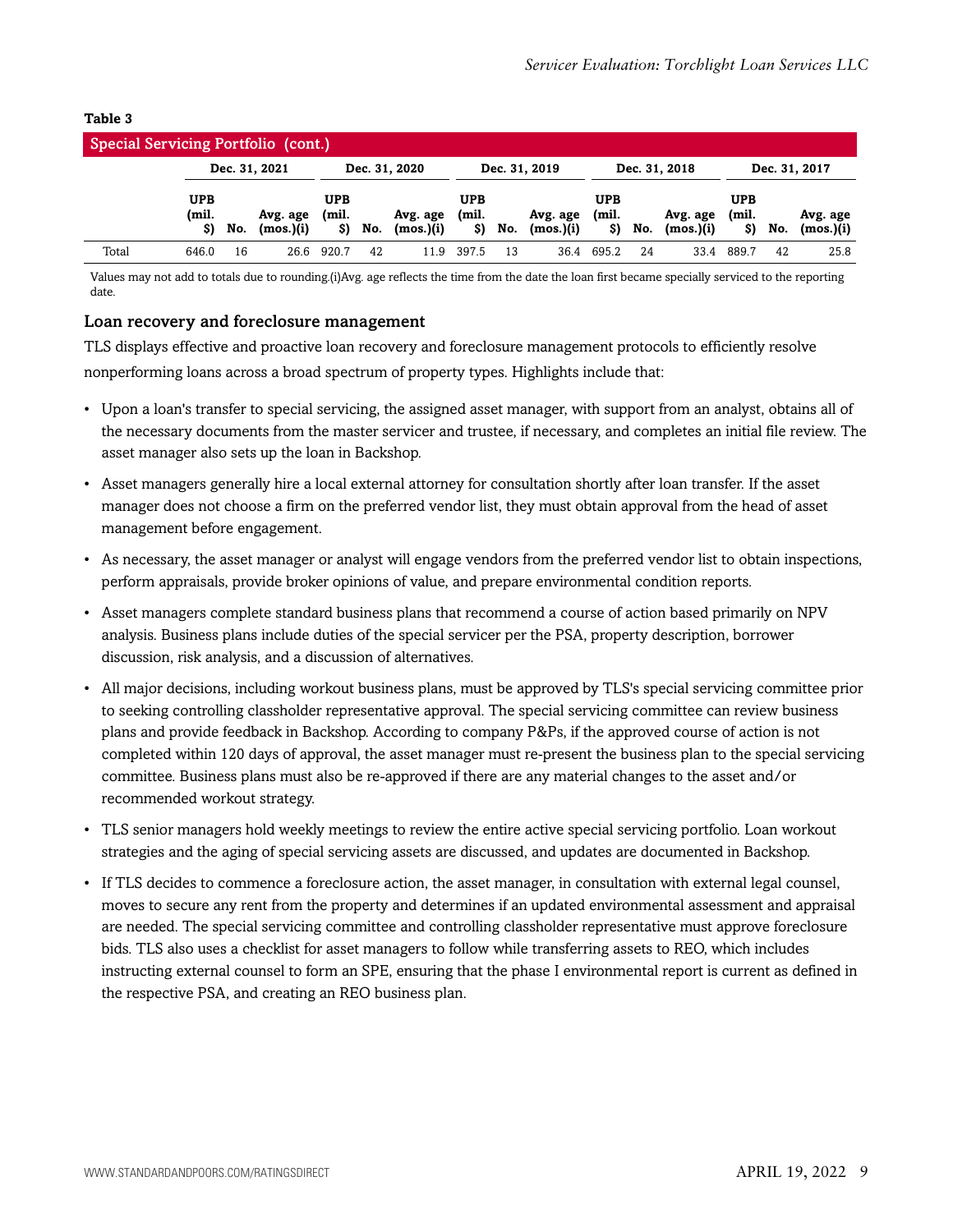**Table 3**

| Special Servicing Portfolio (cont.) | | | | | | | | | | | | | | | |
|---|---|---|---|---|---|---|---|---|---|---|---|---|---|---|---|
| | Dec. 31, 2021 | | | Dec. 31, 2020 | | | Dec. 31, 2019 | | | Dec. 31, 2018 | | | Dec. 31, 2017 | | |
| | UPB (mil. $) | No. | Avg. age (mos.)(i) | UPB (mil. $) | No. | Avg. age (mos.)(i) | UPB (mil. $) | No. | Avg. age (mos.)(i) | UPB (mil. $) | No. | Avg. age (mos.)(i) | UPB (mil. $) | No. | Avg. age (mos.)(i) |
| Total | 646.0 | 16 | 26.6 | 920.7 | 42 | 11.9 | 397.5 | 13 | 36.4 | 695.2 | 24 | 33.4 | 889.7 | 42 | 25.8 |

Values may not add to totals due to rounding.(i)Avg. age reflects the time from the date the loan first became specially serviced to the reporting date.

### Loan recovery and foreclosure management

TLS displays effective and proactive loan recovery and foreclosure management protocols to efficiently resolve nonperforming loans across a broad spectrum of property types. Highlights include that:

- Upon a loan's transfer to special servicing, the assigned asset manager, with support from an analyst, obtains all of the necessary documents from the master servicer and trustee, if necessary, and completes an initial file review. The asset manager also sets up the loan in Backshop.
- Asset managers generally hire a local external attorney for consultation shortly after loan transfer. If the asset manager does not choose a firm on the preferred vendor list, they must obtain approval from the head of asset management before engagement.
- As necessary, the asset manager or analyst will engage vendors from the preferred vendor list to obtain inspections, perform appraisals, provide broker opinions of value, and prepare environmental condition reports.
- Asset managers complete standard business plans that recommend a course of action based primarily on NPV analysis. Business plans include duties of the special servicer per the PSA, property description, borrower discussion, risk analysis, and a discussion of alternatives.
- All major decisions, including workout business plans, must be approved by TLS's special servicing committee prior to seeking controlling classholder representative approval. The special servicing committee can review business plans and provide feedback in Backshop. According to company P&Ps, if the approved course of action is not completed within 120 days of approval, the asset manager must re-present the business plan to the special servicing committee. Business plans must also be re-approved if there are any material changes to the asset and/or recommended workout strategy.
- TLS senior managers hold weekly meetings to review the entire active special servicing portfolio. Loan workout strategies and the aging of special servicing assets are discussed, and updates are documented in Backshop.
- If TLS decides to commence a foreclosure action, the asset manager, in consultation with external legal counsel, moves to secure any rent from the property and determines if an updated environmental assessment and appraisal are needed. The special servicing committee and controlling classholder representative must approve foreclosure bids. TLS also uses a checklist for asset managers to follow while transferring assets to REO, which includes instructing external counsel to form an SPE, ensuring that the phase I environmental report is current as defined in the respective PSA, and creating an REO business plan.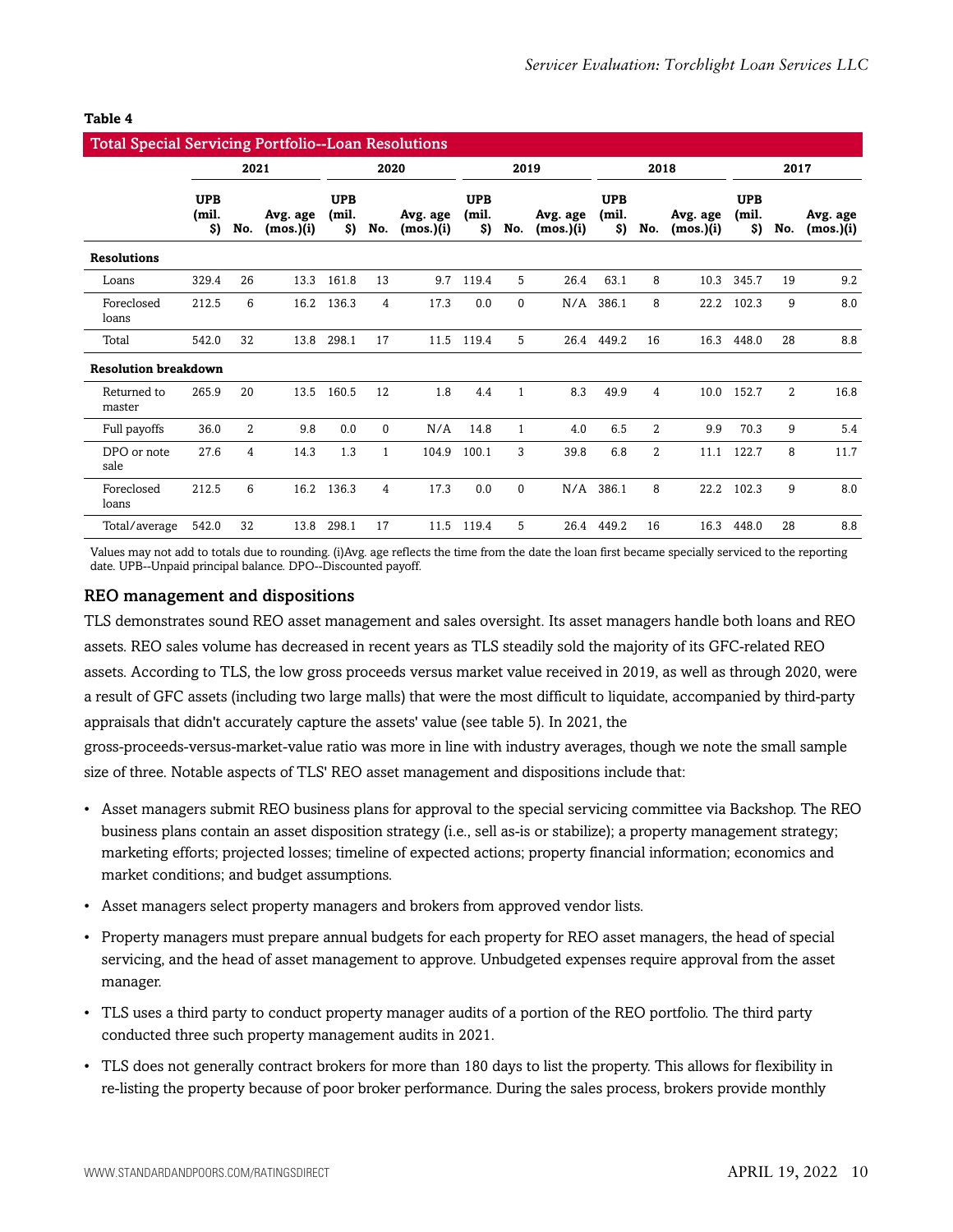**Table 4**

| Total Special Servicing Portfolio--Loan Resolutions | | | | | | | | | | | | | | | |
|---|---|---|---|---|---|---|---|---|---|---|---|---|---|---|---|
| | 2021 | | | 2020 | | | 2019 | | | 2018 | | | 2017 | | |
| | UPB (mil. $) | No. | Avg. age (mos.)(i) | UPB (mil. $) | No. | Avg. age (mos.)(i) | UPB (mil. $) | No. | Avg. age (mos.)(i) | UPB (mil. $) | No. | Avg. age (mos.)(i) | UPB (mil. $) | No. | Avg. age (mos.)(i) |
| **Resolutions** | | | | | | | | | | | | | | | |
| Loans | 329.4 | 26 | 13.3 | 161.8 | 13 | 9.7 | 119.4 | 5 | 26.4 | 63.1 | 8 | 10.3 | 345.7 | 19 | 9.2 |
| Foreclosed loans | 212.5 | 6 | 16.2 | 136.3 | 4 | 17.3 | 0.0 | 0 | N/A | 386.1 | 8 | 22.2 | 102.3 | 9 | 8.0 |
| Total | 542.0 | 32 | 13.8 | 298.1 | 17 | 11.5 | 119.4 | 5 | 26.4 | 449.2 | 16 | 16.3 | 448.0 | 28 | 8.8 |
| **Resolution breakdown** | | | | | | | | | | | | | | | |
| Returned to master | 265.9 | 20 | 13.5 | 160.5 | 12 | 1.8 | 4.4 | 1 | 8.3 | 49.9 | 4 | 10.0 | 152.7 | 2 | 16.8 |
| Full payoffs | 36.0 | 2 | 9.8 | 0.0 | 0 | N/A | 14.8 | 1 | 4.0 | 6.5 | 2 | 9.9 | 70.3 | 9 | 5.4 |
| DPO or note sale | 27.6 | 4 | 14.3 | 1.3 | 1 | 104.9 | 100.1 | 3 | 39.8 | 6.8 | 2 | 11.1 | 122.7 | 8 | 11.7 |
| Foreclosed loans | 212.5 | 6 | 16.2 | 136.3 | 4 | 17.3 | 0.0 | 0 | N/A | 386.1 | 8 | 22.2 | 102.3 | 9 | 8.0 |
| Total/average | 542.0 | 32 | 13.8 | 298.1 | 17 | 11.5 | 119.4 | 5 | 26.4 | 449.2 | 16 | 16.3 | 448.0 | 28 | 8.8 |

Values may not add to totals due to rounding. (i)Avg. age reflects the time from the date the loan first became specially serviced to the reporting date. UPB--Unpaid principal balance. DPO--Discounted payoff.

## REO management and dispositions

TLS demonstrates sound REO asset management and sales oversight. Its asset managers handle both loans and REO assets. REO sales volume has decreased in recent years as TLS steadily sold the majority of its GFC-related REO assets. According to TLS, the low gross proceeds versus market value received in 2019, as well as through 2020, were a result of GFC assets (including two large malls) that were the most difficult to liquidate, accompanied by third-party appraisals that didn't accurately capture the assets' value (see table 5). In 2021, the gross-proceeds-versus-market-value ratio was more in line with industry averages, though we note the small sample size of three. Notable aspects of TLS' REO asset management and dispositions include that:

- Asset managers submit REO business plans for approval to the special servicing committee via Backshop. The REO business plans contain an asset disposition strategy (i.e., sell as-is or stabilize); a property management strategy; marketing efforts; projected losses; timeline of expected actions; property financial information; economics and market conditions; and budget assumptions.
- Asset managers select property managers and brokers from approved vendor lists.
- Property managers must prepare annual budgets for each property for REO asset managers, the head of special servicing, and the head of asset management to approve. Unbudgeted expenses require approval from the asset manager.
- TLS uses a third party to conduct property manager audits of a portion of the REO portfolio. The third party conducted three such property management audits in 2021.
- TLS does not generally contract brokers for more than 180 days to list the property. This allows for flexibility in re-listing the property because of poor broker performance. During the sales process, brokers provide monthly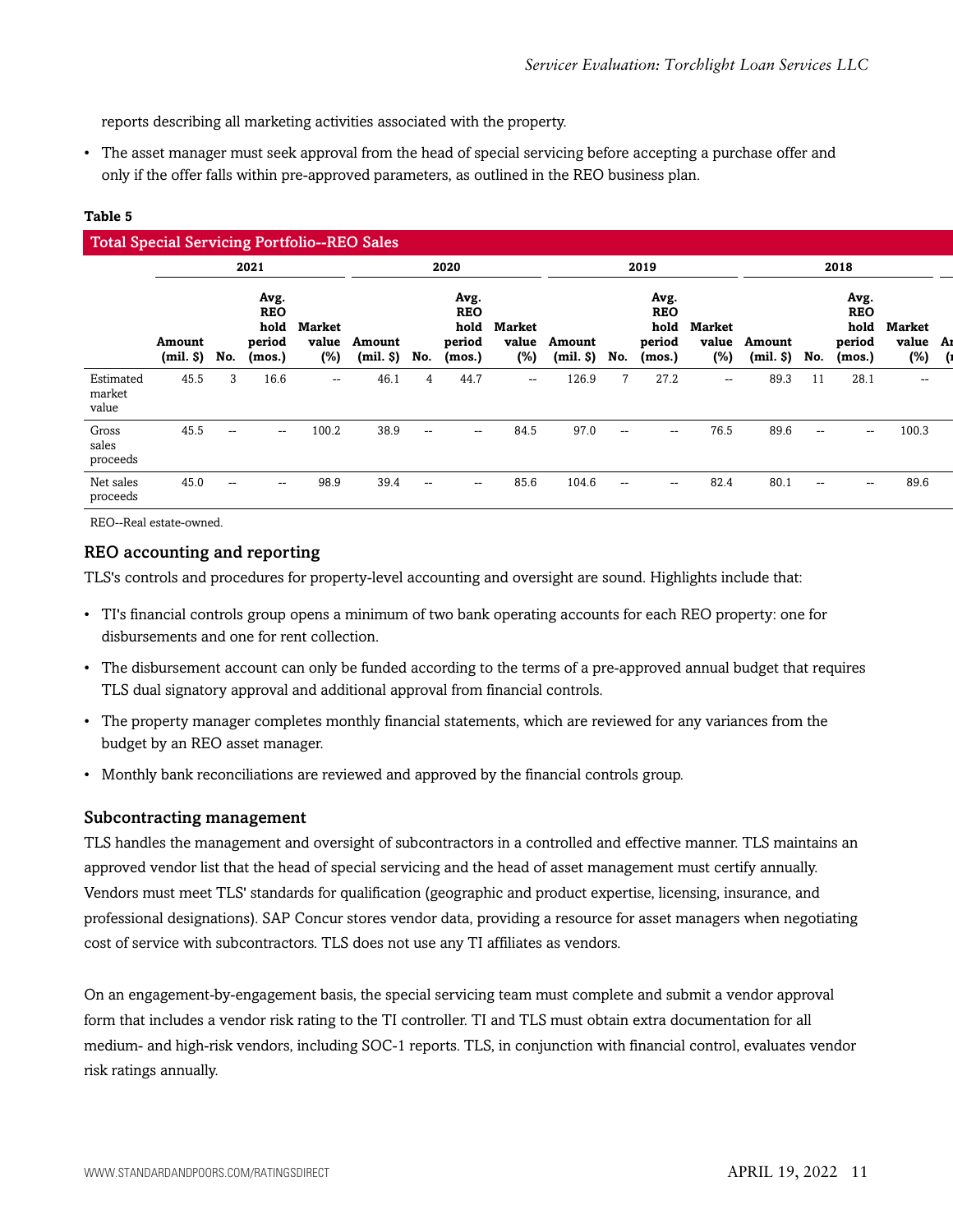reports describing all marketing activities associated with the property.

- The asset manager must seek approval from the head of special servicing before accepting a purchase offer and only if the offer falls within pre-approved parameters, as outlined in the REO business plan.

**Table 5**

| Total Special Servicing Portfolio--REO Sales | | | | | | | | | | | | | | | | |
|---|---|---|---|---|---|---|---|---|---|---|---|---|---|---|---|---|
| | 2021 | | | | 2020 | | | | 2019 | | | | 2018 | | | |
| | Amount (mil. $) | No. | Avg. REO hold period (mos.) | Market value (%) | Amount (mil. $) | No. | Avg. REO hold period (mos.) | Market value (%) | Amount (mil. $) | No. | Avg. REO hold period (mos.) | Market value (%) | Amount (mil. $) | No. | Avg. REO hold period (mos.) | Market value (%) |
| Estimated market value | 45.5 | 3 | 16.6 | -- | 46.1 | 4 | 44.7 | -- | 126.9 | 7 | 27.2 | -- | 89.3 | 11 | 28.1 | -- |
| Gross sales proceeds | 45.5 | -- | -- | 100.2 | 38.9 | -- | -- | 84.5 | 97.0 | -- | -- | 76.5 | 89.6 | -- | -- | 100.3 |
| Net sales proceeds | 45.0 | -- | -- | 98.9 | 39.4 | -- | -- | 85.6 | 104.6 | -- | -- | 82.4 | 80.1 | -- | -- | 89.6 |

REO--Real estate-owned.

### REO accounting and reporting

TLS's controls and procedures for property-level accounting and oversight are sound. Highlights include that:

- TI's financial controls group opens a minimum of two bank operating accounts for each REO property: one for disbursements and one for rent collection.
- The disbursement account can only be funded according to the terms of a pre-approved annual budget that requires TLS dual signatory approval and additional approval from financial controls.
- The property manager completes monthly financial statements, which are reviewed for any variances from the budget by an REO asset manager.
- Monthly bank reconciliations are reviewed and approved by the financial controls group.

### Subcontracting management

TLS handles the management and oversight of subcontractors in a controlled and effective manner. TLS maintains an approved vendor list that the head of special servicing and the head of asset management must certify annually. Vendors must meet TLS' standards for qualification (geographic and product expertise, licensing, insurance, and professional designations). SAP Concur stores vendor data, providing a resource for asset managers when negotiating cost of service with subcontractors. TLS does not use any TI affiliates as vendors.

On an engagement-by-engagement basis, the special servicing team must complete and submit a vendor approval form that includes a vendor risk rating to the TI controller. TI and TLS must obtain extra documentation for all medium- and high-risk vendors, including SOC-1 reports. TLS, in conjunction with financial control, evaluates vendor risk ratings annually.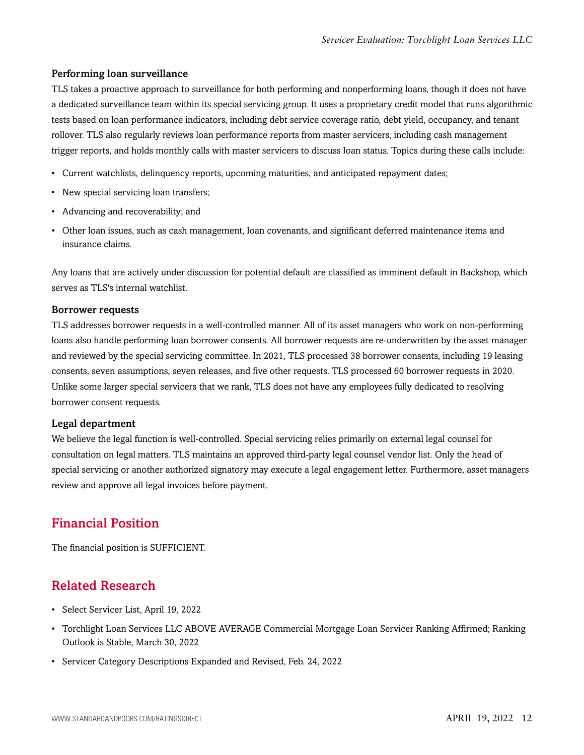### Performing loan surveillance

TLS takes a proactive approach to surveillance for both performing and nonperforming loans, though it does not have a dedicated surveillance team within its special servicing group. It uses a proprietary credit model that runs algorithmic tests based on loan performance indicators, including debt service coverage ratio, debt yield, occupancy, and tenant rollover. TLS also regularly reviews loan performance reports from master servicers, including cash management trigger reports, and holds monthly calls with master servicers to discuss loan status. Topics during these calls include:

- Current watchlists, delinquency reports, upcoming maturities, and anticipated repayment dates;
- New special servicing loan transfers;
- Advancing and recoverability; and
- Other loan issues, such as cash management, loan covenants, and significant deferred maintenance items and insurance claims.

Any loans that are actively under discussion for potential default are classified as imminent default in Backshop, which serves as TLS's internal watchlist.

### Borrower requests

TLS addresses borrower requests in a well-controlled manner. All of its asset managers who work on non-performing loans also handle performing loan borrower consents. All borrower requests are re-underwritten by the asset manager and reviewed by the special servicing committee. In 2021, TLS processed 38 borrower consents, including 19 leasing consents, seven assumptions, seven releases, and five other requests. TLS processed 60 borrower requests in 2020. Unlike some larger special servicers that we rank, TLS does not have any employees fully dedicated to resolving borrower consent requests.

### Legal department

We believe the legal function is well-controlled. Special servicing relies primarily on external legal counsel for consultation on legal matters. TLS maintains an approved third-party legal counsel vendor list. Only the head of special servicing or another authorized signatory may execute a legal engagement letter. Furthermore, asset managers review and approve all legal invoices before payment.

## Financial Position

The financial position is SUFFICIENT.

## Related Research

- Select Servicer List, April 19, 2022
- Torchlight Loan Services LLC ABOVE AVERAGE Commercial Mortgage Loan Servicer Ranking Affirmed; Ranking Outlook is Stable, March 30, 2022
- Servicer Category Descriptions Expanded and Revised, Feb. 24, 2022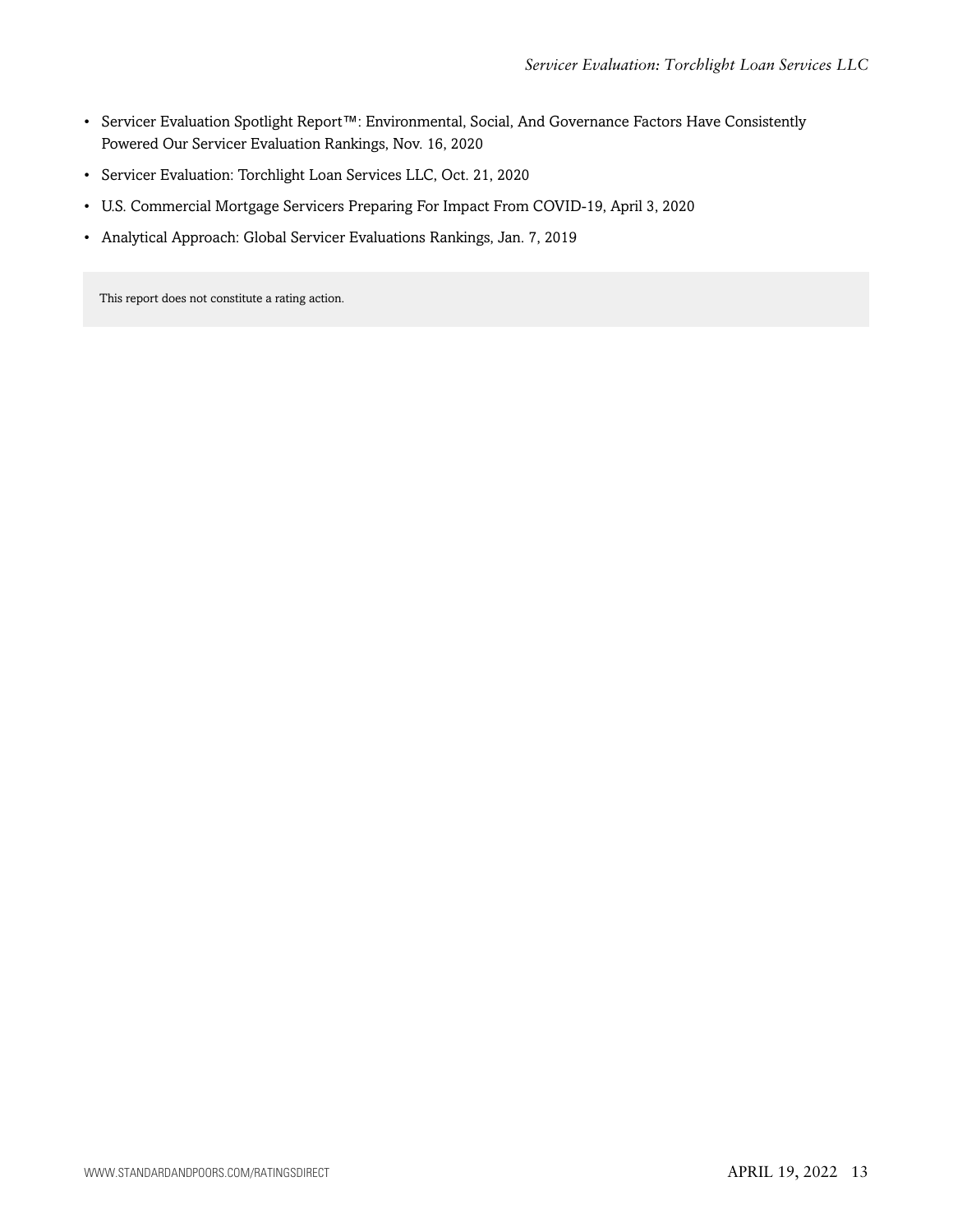- Servicer Evaluation Spotlight Report™: Environmental, Social, And Governance Factors Have Consistently Powered Our Servicer Evaluation Rankings, Nov. 16, 2020
- Servicer Evaluation: Torchlight Loan Services LLC, Oct. 21, 2020
- U.S. Commercial Mortgage Servicers Preparing For Impact From COVID-19, April 3, 2020
- Analytical Approach: Global Servicer Evaluations Rankings, Jan. 7, 2019

This report does not constitute a rating action.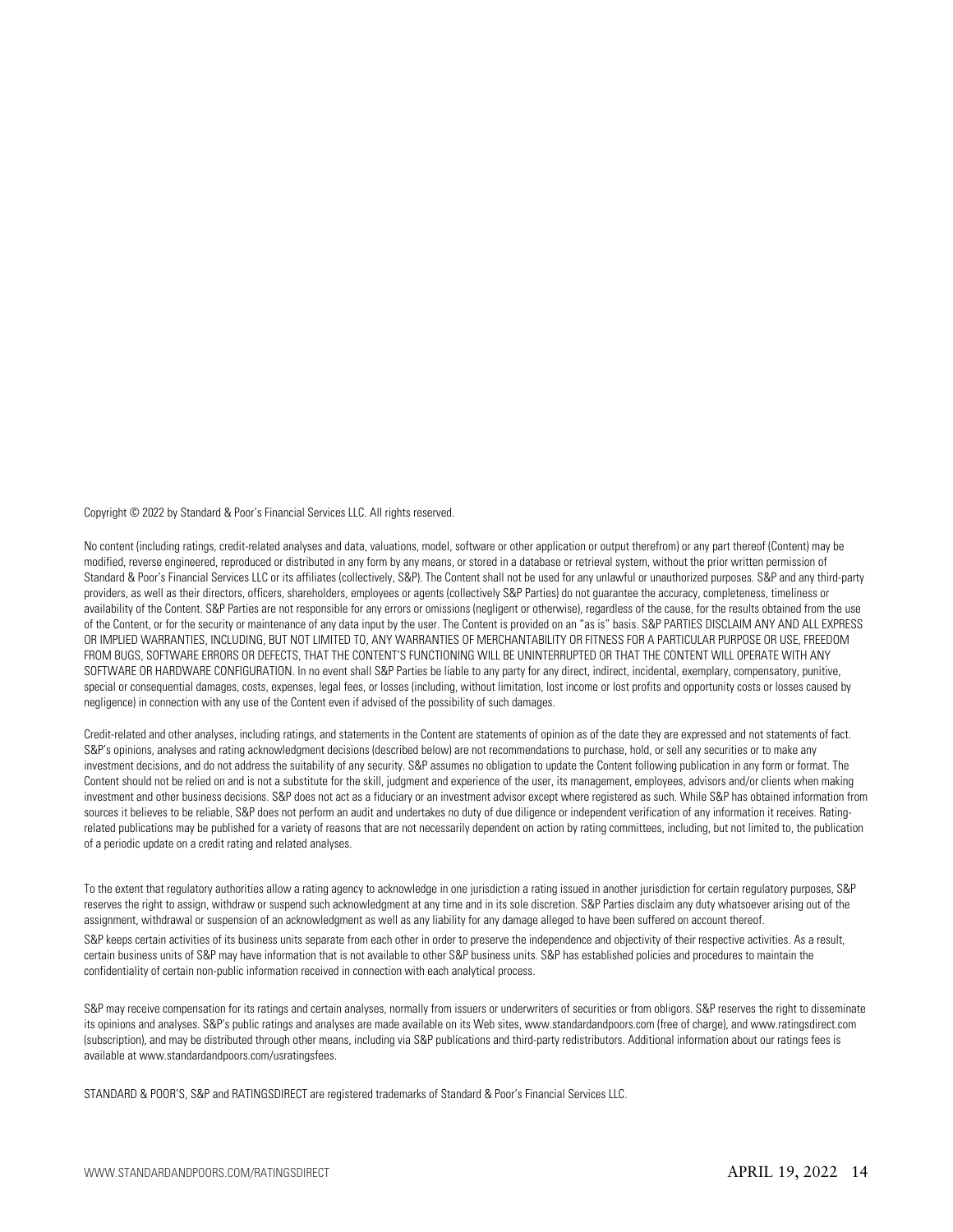Copyright © 2022 by Standard & Poor's Financial Services LLC. All rights reserved.

No content (including ratings, credit-related analyses and data, valuations, model, software or other application or output therefrom) or any part thereof (Content) may be modified, reverse engineered, reproduced or distributed in any form by any means, or stored in a database or retrieval system, without the prior written permission of Standard & Poor's Financial Services LLC or its affiliates (collectively, S&P). The Content shall not be used for any unlawful or unauthorized purposes. S&P and any third-party providers, as well as their directors, officers, shareholders, employees or agents (collectively S&P Parties) do not guarantee the accuracy, completeness, timeliness or availability of the Content. S&P Parties are not responsible for any errors or omissions (negligent or otherwise), regardless of the cause, for the results obtained from the use of the Content, or for the security or maintenance of any data input by the user. The Content is provided on an "as is" basis. S&P PARTIES DISCLAIM ANY AND ALL EXPRESS OR IMPLIED WARRANTIES, INCLUDING, BUT NOT LIMITED TO, ANY WARRANTIES OF MERCHANTABILITY OR FITNESS FOR A PARTICULAR PURPOSE OR USE, FREEDOM FROM BUGS, SOFTWARE ERRORS OR DEFECTS, THAT THE CONTENT'S FUNCTIONING WILL BE UNINTERRUPTED OR THAT THE CONTENT WILL OPERATE WITH ANY SOFTWARE OR HARDWARE CONFIGURATION. In no event shall S&P Parties be liable to any party for any direct, indirect, incidental, exemplary, compensatory, punitive, special or consequential damages, costs, expenses, legal fees, or losses (including, without limitation, lost income or lost profits and opportunity costs or losses caused by negligence) in connection with any use of the Content even if advised of the possibility of such damages.

Credit-related and other analyses, including ratings, and statements in the Content are statements of opinion as of the date they are expressed and not statements of fact. S&P's opinions, analyses and rating acknowledgment decisions (described below) are not recommendations to purchase, hold, or sell any securities or to make any investment decisions, and do not address the suitability of any security. S&P assumes no obligation to update the Content following publication in any form or format. The Content should not be relied on and is not a substitute for the skill, judgment and experience of the user, its management, employees, advisors and/or clients when making investment and other business decisions. S&P does not act as a fiduciary or an investment advisor except where registered as such. While S&P has obtained information from sources it believes to be reliable, S&P does not perform an audit and undertakes no duty of due diligence or independent verification of any information it receives. Rating-related publications may be published for a variety of reasons that are not necessarily dependent on action by rating committees, including, but not limited to, the publication of a periodic update on a credit rating and related analyses.

To the extent that regulatory authorities allow a rating agency to acknowledge in one jurisdiction a rating issued in another jurisdiction for certain regulatory purposes, S&P reserves the right to assign, withdraw or suspend such acknowledgment at any time and in its sole discretion. S&P Parties disclaim any duty whatsoever arising out of the assignment, withdrawal or suspension of an acknowledgment as well as any liability for any damage alleged to have been suffered on account thereof.

S&P keeps certain activities of its business units separate from each other in order to preserve the independence and objectivity of their respective activities. As a result, certain business units of S&P may have information that is not available to other S&P business units. S&P has established policies and procedures to maintain the confidentiality of certain non-public information received in connection with each analytical process.

S&P may receive compensation for its ratings and certain analyses, normally from issuers or underwriters of securities or from obligors. S&P reserves the right to disseminate its opinions and analyses. S&P's public ratings and analyses are made available on its Web sites, www.standardandpoors.com (free of charge), and www.ratingsdirect.com (subscription), and may be distributed through other means, including via S&P publications and third-party redistributors. Additional information about our ratings fees is available at www.standardandpoors.com/usratingsfees.

STANDARD & POOR'S, S&P and RATINGSDIRECT are registered trademarks of Standard & Poor's Financial Services LLC.